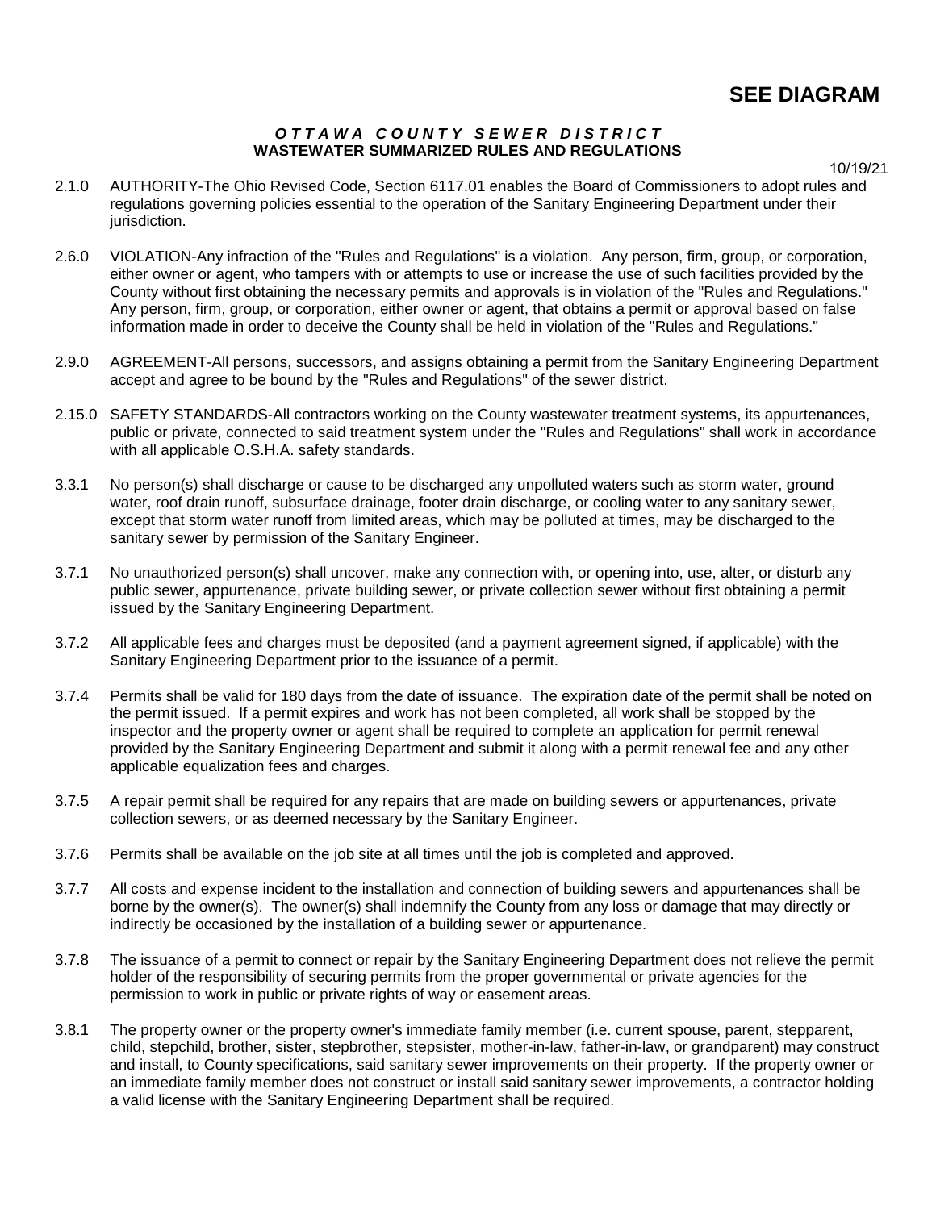**SEE DIAGRAM**

# *O T T A W A  C O U N T Y  S E W E R  D I S T R I C T*
## WASTEWATER SUMMARIZED RULES AND REGULATIONS

10/19/21

2.1.0 AUTHORITY-The Ohio Revised Code, Section 6117.01 enables the Board of Commissioners to adopt rules and regulations governing policies essential to the operation of the Sanitary Engineering Department under their jurisdiction.

2.6.0 VIOLATION-Any infraction of the "Rules and Regulations" is a violation. Any person, firm, group, or corporation, either owner or agent, who tampers with or attempts to use or increase the use of such facilities provided by the County without first obtaining the necessary permits and approvals is in violation of the "Rules and Regulations." Any person, firm, group, or corporation, either owner or agent, that obtains a permit or approval based on false information made in order to deceive the County shall be held in violation of the "Rules and Regulations."

2.9.0 AGREEMENT-All persons, successors, and assigns obtaining a permit from the Sanitary Engineering Department accept and agree to be bound by the "Rules and Regulations" of the sewer district.

2.15.0 SAFETY STANDARDS-All contractors working on the County wastewater treatment systems, its appurtenances, public or private, connected to said treatment system under the "Rules and Regulations" shall work in accordance with all applicable O.S.H.A. safety standards.

3.3.1 No person(s) shall discharge or cause to be discharged any unpolluted waters such as storm water, ground water, roof drain runoff, subsurface drainage, footer drain discharge, or cooling water to any sanitary sewer, except that storm water runoff from limited areas, which may be polluted at times, may be discharged to the sanitary sewer by permission of the Sanitary Engineer.

3.7.1 No unauthorized person(s) shall uncover, make any connection with, or opening into, use, alter, or disturb any public sewer, appurtenance, private building sewer, or private collection sewer without first obtaining a permit issued by the Sanitary Engineering Department.

3.7.2 All applicable fees and charges must be deposited (and a payment agreement signed, if applicable) with the Sanitary Engineering Department prior to the issuance of a permit.

3.7.4 Permits shall be valid for 180 days from the date of issuance. The expiration date of the permit shall be noted on the permit issued. If a permit expires and work has not been completed, all work shall be stopped by the inspector and the property owner or agent shall be required to complete an application for permit renewal provided by the Sanitary Engineering Department and submit it along with a permit renewal fee and any other applicable equalization fees and charges.

3.7.5 A repair permit shall be required for any repairs that are made on building sewers or appurtenances, private collection sewers, or as deemed necessary by the Sanitary Engineer.

3.7.6 Permits shall be available on the job site at all times until the job is completed and approved.

3.7.7 All costs and expense incident to the installation and connection of building sewers and appurtenances shall be borne by the owner(s). The owner(s) shall indemnify the County from any loss or damage that may directly or indirectly be occasioned by the installation of a building sewer or appurtenance.

3.7.8 The issuance of a permit to connect or repair by the Sanitary Engineering Department does not relieve the permit holder of the responsibility of securing permits from the proper governmental or private agencies for the permission to work in public or private rights of way or easement areas.

3.8.1 The property owner or the property owner's immediate family member (i.e. current spouse, parent, stepparent, child, stepchild, brother, sister, stepbrother, stepsister, mother-in-law, father-in-law, or grandparent) may construct and install, to County specifications, said sanitary sewer improvements on their property. If the property owner or an immediate family member does not construct or install said sanitary sewer improvements, a contractor holding a valid license with the Sanitary Engineering Department shall be required.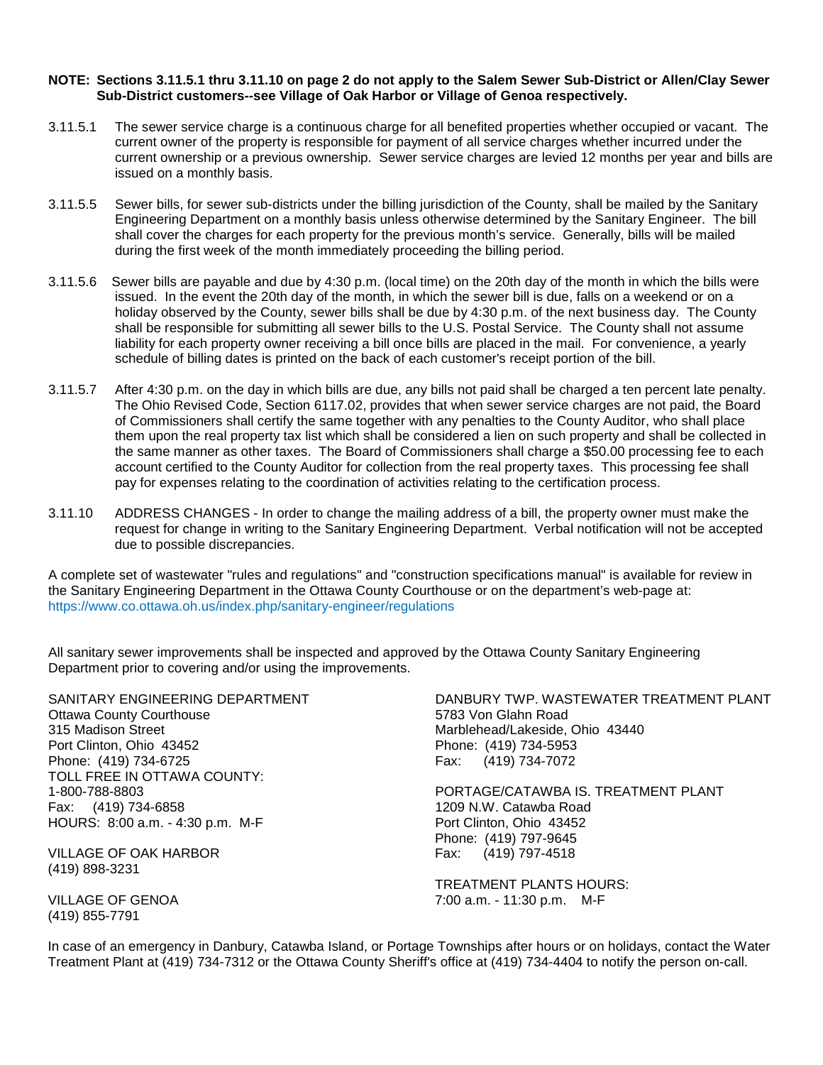**NOTE: Sections 3.11.5.1 thru 3.11.10 on page 2 do not apply to the Salem Sewer Sub-District or Allen/Clay Sewer Sub-District customers--see Village of Oak Harbor or Village of Genoa respectively.**

3.11.5.1 The sewer service charge is a continuous charge for all benefited properties whether occupied or vacant. The current owner of the property is responsible for payment of all service charges whether incurred under the current ownership or a previous ownership. Sewer service charges are levied 12 months per year and bills are issued on a monthly basis.

3.11.5.5 Sewer bills, for sewer sub-districts under the billing jurisdiction of the County, shall be mailed by the Sanitary Engineering Department on a monthly basis unless otherwise determined by the Sanitary Engineer. The bill shall cover the charges for each property for the previous month's service. Generally, bills will be mailed during the first week of the month immediately proceeding the billing period.

3.11.5.6 Sewer bills are payable and due by 4:30 p.m. (local time) on the 20th day of the month in which the bills were issued. In the event the 20th day of the month, in which the sewer bill is due, falls on a weekend or on a holiday observed by the County, sewer bills shall be due by 4:30 p.m. of the next business day. The County shall be responsible for submitting all sewer bills to the U.S. Postal Service. The County shall not assume liability for each property owner receiving a bill once bills are placed in the mail. For convenience, a yearly schedule of billing dates is printed on the back of each customer's receipt portion of the bill.

3.11.5.7 After 4:30 p.m. on the day in which bills are due, any bills not paid shall be charged a ten percent late penalty. The Ohio Revised Code, Section 6117.02, provides that when sewer service charges are not paid, the Board of Commissioners shall certify the same together with any penalties to the County Auditor, who shall place them upon the real property tax list which shall be considered a lien on such property and shall be collected in the same manner as other taxes. The Board of Commissioners shall charge a $50.00 processing fee to each account certified to the County Auditor for collection from the real property taxes. This processing fee shall pay for expenses relating to the coordination of activities relating to the certification process.

3.11.10 ADDRESS CHANGES - In order to change the mailing address of a bill, the property owner must make the request for change in writing to the Sanitary Engineering Department. Verbal notification will not be accepted due to possible discrepancies.

A complete set of wastewater "rules and regulations" and "construction specifications manual" is available for review in the Sanitary Engineering Department in the Ottawa County Courthouse or on the department's web-page at: https://www.co.ottawa.oh.us/index.php/sanitary-engineer/regulations

All sanitary sewer improvements shall be inspected and approved by the Ottawa County Sanitary Engineering Department prior to covering and/or using the improvements.

SANITARY ENGINEERING DEPARTMENT
Ottawa County Courthouse
315 Madison Street
Port Clinton, Ohio 43452
Phone: (419) 734-6725
TOLL FREE IN OTTAWA COUNTY:
1-800-788-8803
Fax: (419) 734-6858
HOURS: 8:00 a.m. - 4:30 p.m. M-F

VILLAGE OF OAK HARBOR
(419) 898-3231

VILLAGE OF GENOA
(419) 855-7791

DANBURY TWP. WASTEWATER TREATMENT PLANT
5783 Von Glahn Road
Marblehead/Lakeside, Ohio 43440
Phone: (419) 734-5953
Fax: (419) 734-7072

PORTAGE/CATAWBA IS. TREATMENT PLANT
1209 N.W. Catawba Road
Port Clinton, Ohio 43452
Phone: (419) 797-9645
Fax: (419) 797-4518

TREATMENT PLANTS HOURS:
7:00 a.m. - 11:30 p.m. M-F

In case of an emergency in Danbury, Catawba Island, or Portage Townships after hours or on holidays, contact the Water Treatment Plant at (419) 734-7312 or the Ottawa County Sheriff's office at (419) 734-4404 to notify the person on-call.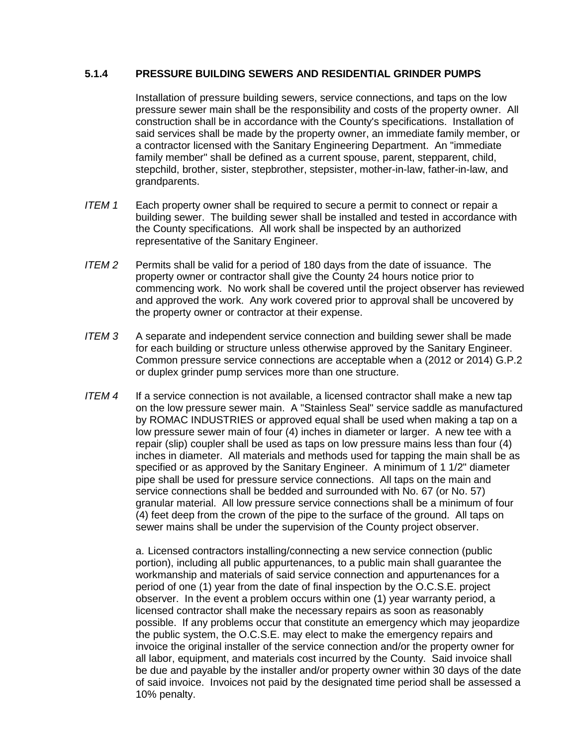### 5.1.4 PRESSURE BUILDING SEWERS AND RESIDENTIAL GRINDER PUMPS

Installation of pressure building sewers, service connections, and taps on the low pressure sewer main shall be the responsibility and costs of the property owner. All construction shall be in accordance with the County's specifications. Installation of said services shall be made by the property owner, an immediate family member, or a contractor licensed with the Sanitary Engineering Department. An "immediate family member" shall be defined as a current spouse, parent, stepparent, child, stepchild, brother, sister, stepbrother, stepsister, mother-in-law, father-in-law, and grandparents.

*ITEM 1* Each property owner shall be required to secure a permit to connect or repair a building sewer. The building sewer shall be installed and tested in accordance with the County specifications. All work shall be inspected by an authorized representative of the Sanitary Engineer.

*ITEM 2* Permits shall be valid for a period of 180 days from the date of issuance. The property owner or contractor shall give the County 24 hours notice prior to commencing work. No work shall be covered until the project observer has reviewed and approved the work. Any work covered prior to approval shall be uncovered by the property owner or contractor at their expense.

*ITEM 3* A separate and independent service connection and building sewer shall be made for each building or structure unless otherwise approved by the Sanitary Engineer. Common pressure service connections are acceptable when a (2012 or 2014) G.P.2 or duplex grinder pump services more than one structure.

*ITEM 4* If a service connection is not available, a licensed contractor shall make a new tap on the low pressure sewer main. A "Stainless Seal" service saddle as manufactured by ROMAC INDUSTRIES or approved equal shall be used when making a tap on a low pressure sewer main of four (4) inches in diameter or larger. A new tee with a repair (slip) coupler shall be used as taps on low pressure mains less than four (4) inches in diameter. All materials and methods used for tapping the main shall be as specified or as approved by the Sanitary Engineer. A minimum of 1 1/2" diameter pipe shall be used for pressure service connections. All taps on the main and service connections shall be bedded and surrounded with No. 67 (or No. 57) granular material. All low pressure service connections shall be a minimum of four (4) feet deep from the crown of the pipe to the surface of the ground. All taps on sewer mains shall be under the supervision of the County project observer.

a. Licensed contractors installing/connecting a new service connection (public portion), including all public appurtenances, to a public main shall guarantee the workmanship and materials of said service connection and appurtenances for a period of one (1) year from the date of final inspection by the O.C.S.E. project observer. In the event a problem occurs within one (1) year warranty period, a licensed contractor shall make the necessary repairs as soon as reasonably possible. If any problems occur that constitute an emergency which may jeopardize the public system, the O.C.S.E. may elect to make the emergency repairs and invoice the original installer of the service connection and/or the property owner for all labor, equipment, and materials cost incurred by the County. Said invoice shall be due and payable by the installer and/or property owner within 30 days of the date of said invoice. Invoices not paid by the designated time period shall be assessed a 10% penalty.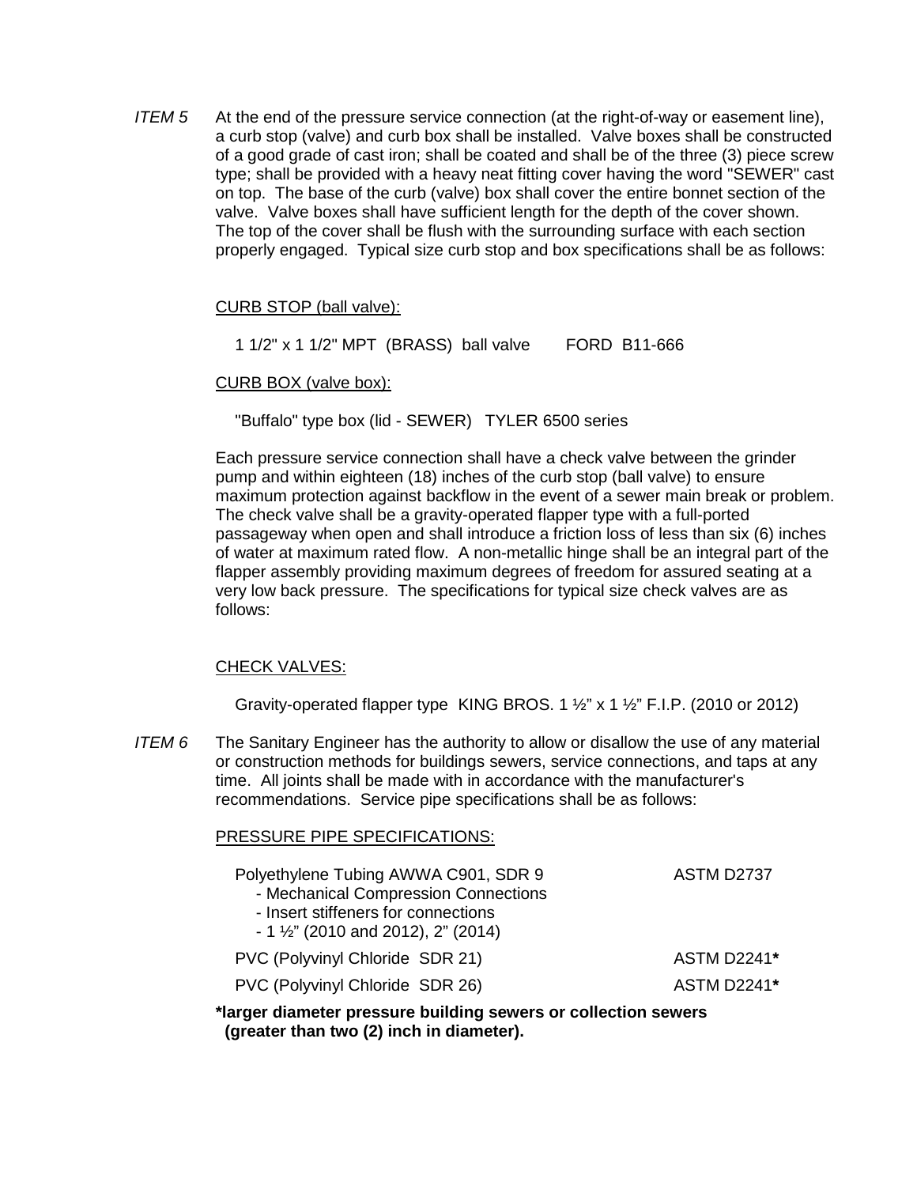*ITEM 5* At the end of the pressure service connection (at the right-of-way or easement line), a curb stop (valve) and curb box shall be installed. Valve boxes shall be constructed of a good grade of cast iron; shall be coated and shall be of the three (3) piece screw type; shall be provided with a heavy neat fitting cover having the word "SEWER" cast on top. The base of the curb (valve) box shall cover the entire bonnet section of the valve. Valve boxes shall have sufficient length for the depth of the cover shown. The top of the cover shall be flush with the surrounding surface with each section properly engaged. Typical size curb stop and box specifications shall be as follows:

<u>CURB STOP (ball valve):</u>

1 1/2" x 1 1/2" MPT (BRASS) ball valve FORD B11-666

<u>CURB BOX (valve box):</u>

"Buffalo" type box (lid - SEWER) TYLER 6500 series

Each pressure service connection shall have a check valve between the grinder pump and within eighteen (18) inches of the curb stop (ball valve) to ensure maximum protection against backflow in the event of a sewer main break or problem. The check valve shall be a gravity-operated flapper type with a full-ported passageway when open and shall introduce a friction loss of less than six (6) inches of water at maximum rated flow. A non-metallic hinge shall be an integral part of the flapper assembly providing maximum degrees of freedom for assured seating at a very low back pressure. The specifications for typical size check valves are as follows:

<u>CHECK VALVES:</u>

Gravity-operated flapper type KING BROS. 1 ½" x 1 ½" F.I.P. (2010 or 2012)

*ITEM 6* The Sanitary Engineer has the authority to allow or disallow the use of any material or construction methods for buildings sewers, service connections, and taps at any time. All joints shall be made with in accordance with the manufacturer's recommendations. Service pipe specifications shall be as follows:

<u>PRESSURE PIPE SPECIFICATIONS:</u>

Polyethylene Tubing AWWA C901, SDR 9 — ASTM D2737
- Mechanical Compression Connections
- Insert stiffeners for connections
- 1 ½" (2010 and 2012), 2" (2014)

PVC (Polyvinyl Chloride SDR 21) — ASTM D2241**\***

PVC (Polyvinyl Chloride SDR 26) — ASTM D2241**\***

**\*larger diameter pressure building sewers or collection sewers (greater than two (2) inch in diameter).**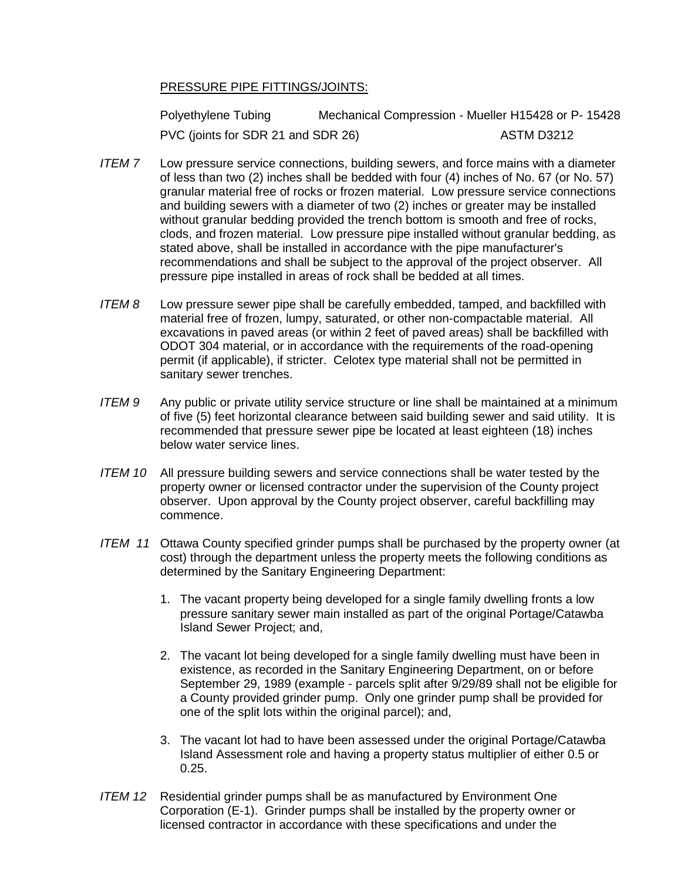PRESSURE PIPE FITTINGS/JOINTS:

| | |
|---|---|
| Polyethylene Tubing | Mechanical Compression - Mueller H15428 or P- 15428 |
| PVC (joints for SDR 21 and SDR 26) | ASTM D3212 |

*ITEM 7* Low pressure service connections, building sewers, and force mains with a diameter of less than two (2) inches shall be bedded with four (4) inches of No. 67 (or No. 57) granular material free of rocks or frozen material. Low pressure service connections and building sewers with a diameter of two (2) inches or greater may be installed without granular bedding provided the trench bottom is smooth and free of rocks, clods, and frozen material. Low pressure pipe installed without granular bedding, as stated above, shall be installed in accordance with the pipe manufacturer's recommendations and shall be subject to the approval of the project observer. All pressure pipe installed in areas of rock shall be bedded at all times.

*ITEM 8* Low pressure sewer pipe shall be carefully embedded, tamped, and backfilled with material free of frozen, lumpy, saturated, or other non-compactable material. All excavations in paved areas (or within 2 feet of paved areas) shall be backfilled with ODOT 304 material, or in accordance with the requirements of the road-opening permit (if applicable), if stricter. Celotex type material shall not be permitted in sanitary sewer trenches.

*ITEM 9* Any public or private utility service structure or line shall be maintained at a minimum of five (5) feet horizontal clearance between said building sewer and said utility. It is recommended that pressure sewer pipe be located at least eighteen (18) inches below water service lines.

*ITEM 10* All pressure building sewers and service connections shall be water tested by the property owner or licensed contractor under the supervision of the County project observer. Upon approval by the County project observer, careful backfilling may commence.

*ITEM 11* Ottawa County specified grinder pumps shall be purchased by the property owner (at cost) through the department unless the property meets the following conditions as determined by the Sanitary Engineering Department:

1. The vacant property being developed for a single family dwelling fronts a low pressure sanitary sewer main installed as part of the original Portage/Catawba Island Sewer Project; and,

2. The vacant lot being developed for a single family dwelling must have been in existence, as recorded in the Sanitary Engineering Department, on or before September 29, 1989 (example - parcels split after 9/29/89 shall not be eligible for a County provided grinder pump. Only one grinder pump shall be provided for one of the split lots within the original parcel); and,

3. The vacant lot had to have been assessed under the original Portage/Catawba Island Assessment role and having a property status multiplier of either 0.5 or 0.25.

*ITEM 12* Residential grinder pumps shall be as manufactured by Environment One Corporation (E-1). Grinder pumps shall be installed by the property owner or licensed contractor in accordance with these specifications and under the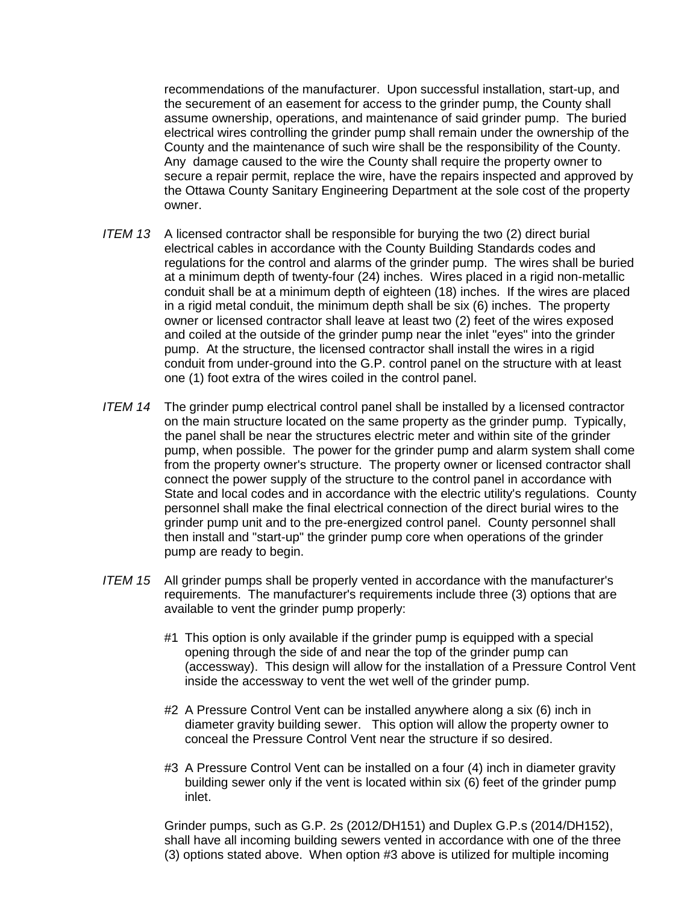recommendations of the manufacturer. Upon successful installation, start-up, and the securement of an easement for access to the grinder pump, the County shall assume ownership, operations, and maintenance of said grinder pump. The buried electrical wires controlling the grinder pump shall remain under the ownership of the County and the maintenance of such wire shall be the responsibility of the County. Any damage caused to the wire the County shall require the property owner to secure a repair permit, replace the wire, have the repairs inspected and approved by the Ottawa County Sanitary Engineering Department at the sole cost of the property owner.

*ITEM 13* A licensed contractor shall be responsible for burying the two (2) direct burial electrical cables in accordance with the County Building Standards codes and regulations for the control and alarms of the grinder pump. The wires shall be buried at a minimum depth of twenty-four (24) inches. Wires placed in a rigid non-metallic conduit shall be at a minimum depth of eighteen (18) inches. If the wires are placed in a rigid metal conduit, the minimum depth shall be six (6) inches. The property owner or licensed contractor shall leave at least two (2) feet of the wires exposed and coiled at the outside of the grinder pump near the inlet "eyes" into the grinder pump. At the structure, the licensed contractor shall install the wires in a rigid conduit from under-ground into the G.P. control panel on the structure with at least one (1) foot extra of the wires coiled in the control panel.

*ITEM 14* The grinder pump electrical control panel shall be installed by a licensed contractor on the main structure located on the same property as the grinder pump. Typically, the panel shall be near the structures electric meter and within site of the grinder pump, when possible. The power for the grinder pump and alarm system shall come from the property owner's structure. The property owner or licensed contractor shall connect the power supply of the structure to the control panel in accordance with State and local codes and in accordance with the electric utility's regulations. County personnel shall make the final electrical connection of the direct burial wires to the grinder pump unit and to the pre-energized control panel. County personnel shall then install and "start-up" the grinder pump core when operations of the grinder pump are ready to begin.

*ITEM 15* All grinder pumps shall be properly vented in accordance with the manufacturer's requirements. The manufacturer's requirements include three (3) options that are available to vent the grinder pump properly:

#1 This option is only available if the grinder pump is equipped with a special opening through the side of and near the top of the grinder pump can (accessway). This design will allow for the installation of a Pressure Control Vent inside the accessway to vent the wet well of the grinder pump.

#2 A Pressure Control Vent can be installed anywhere along a six (6) inch in diameter gravity building sewer. This option will allow the property owner to conceal the Pressure Control Vent near the structure if so desired.

#3 A Pressure Control Vent can be installed on a four (4) inch in diameter gravity building sewer only if the vent is located within six (6) feet of the grinder pump inlet.

Grinder pumps, such as G.P. 2s (2012/DH151) and Duplex G.P.s (2014/DH152), shall have all incoming building sewers vented in accordance with one of the three (3) options stated above. When option #3 above is utilized for multiple incoming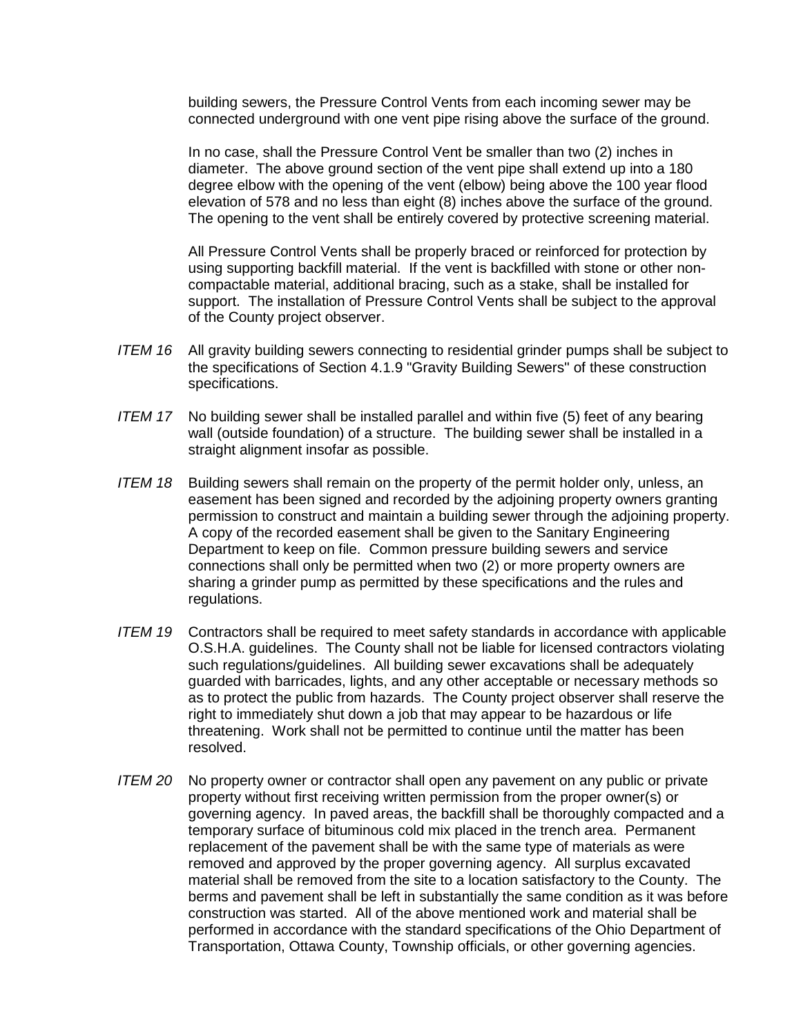building sewers, the Pressure Control Vents from each incoming sewer may be connected underground with one vent pipe rising above the surface of the ground.

In no case, shall the Pressure Control Vent be smaller than two (2) inches in diameter. The above ground section of the vent pipe shall extend up into a 180 degree elbow with the opening of the vent (elbow) being above the 100 year flood elevation of 578 and no less than eight (8) inches above the surface of the ground. The opening to the vent shall be entirely covered by protective screening material.

All Pressure Control Vents shall be properly braced or reinforced for protection by using supporting backfill material. If the vent is backfilled with stone or other non-compactable material, additional bracing, such as a stake, shall be installed for support. The installation of Pressure Control Vents shall be subject to the approval of the County project observer.

*ITEM 16* All gravity building sewers connecting to residential grinder pumps shall be subject to the specifications of Section 4.1.9 "Gravity Building Sewers" of these construction specifications.

*ITEM 17* No building sewer shall be installed parallel and within five (5) feet of any bearing wall (outside foundation) of a structure. The building sewer shall be installed in a straight alignment insofar as possible.

*ITEM 18* Building sewers shall remain on the property of the permit holder only, unless, an easement has been signed and recorded by the adjoining property owners granting permission to construct and maintain a building sewer through the adjoining property. A copy of the recorded easement shall be given to the Sanitary Engineering Department to keep on file. Common pressure building sewers and service connections shall only be permitted when two (2) or more property owners are sharing a grinder pump as permitted by these specifications and the rules and regulations.

*ITEM 19* Contractors shall be required to meet safety standards in accordance with applicable O.S.H.A. guidelines. The County shall not be liable for licensed contractors violating such regulations/guidelines. All building sewer excavations shall be adequately guarded with barricades, lights, and any other acceptable or necessary methods so as to protect the public from hazards. The County project observer shall reserve the right to immediately shut down a job that may appear to be hazardous or life threatening. Work shall not be permitted to continue until the matter has been resolved.

*ITEM 20* No property owner or contractor shall open any pavement on any public or private property without first receiving written permission from the proper owner(s) or governing agency. In paved areas, the backfill shall be thoroughly compacted and a temporary surface of bituminous cold mix placed in the trench area. Permanent replacement of the pavement shall be with the same type of materials as were removed and approved by the proper governing agency. All surplus excavated material shall be removed from the site to a location satisfactory to the County. The berms and pavement shall be left in substantially the same condition as it was before construction was started. All of the above mentioned work and material shall be performed in accordance with the standard specifications of the Ohio Department of Transportation, Ottawa County, Township officials, or other governing agencies.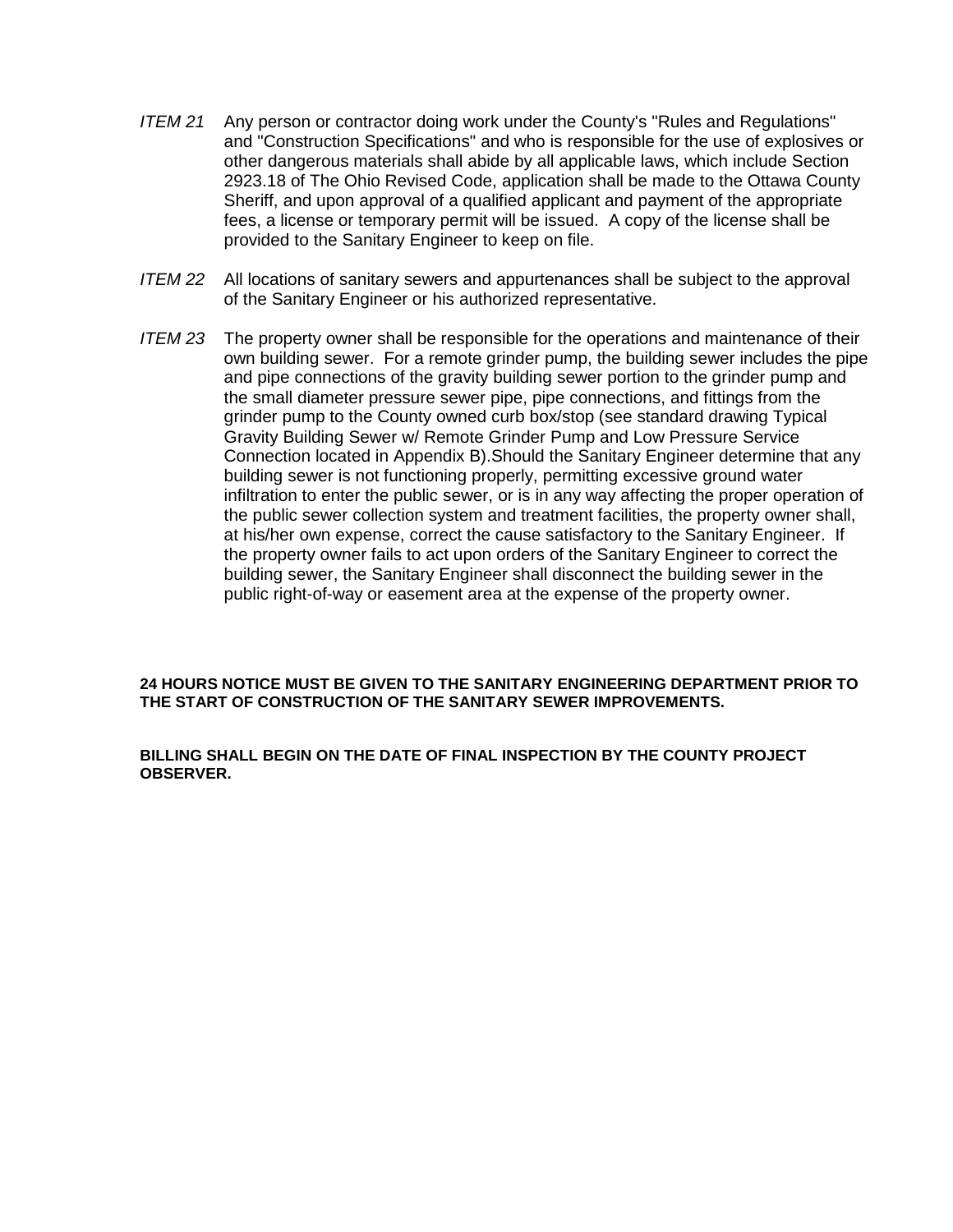*ITEM 21* Any person or contractor doing work under the County's "Rules and Regulations" and "Construction Specifications" and who is responsible for the use of explosives or other dangerous materials shall abide by all applicable laws, which include Section 2923.18 of The Ohio Revised Code, application shall be made to the Ottawa County Sheriff, and upon approval of a qualified applicant and payment of the appropriate fees, a license or temporary permit will be issued. A copy of the license shall be provided to the Sanitary Engineer to keep on file.

*ITEM 22* All locations of sanitary sewers and appurtenances shall be subject to the approval of the Sanitary Engineer or his authorized representative.

*ITEM 23* The property owner shall be responsible for the operations and maintenance of their own building sewer. For a remote grinder pump, the building sewer includes the pipe and pipe connections of the gravity building sewer portion to the grinder pump and the small diameter pressure sewer pipe, pipe connections, and fittings from the grinder pump to the County owned curb box/stop (see standard drawing Typical Gravity Building Sewer w/ Remote Grinder Pump and Low Pressure Service Connection located in Appendix B).Should the Sanitary Engineer determine that any building sewer is not functioning properly, permitting excessive ground water infiltration to enter the public sewer, or is in any way affecting the proper operation of the public sewer collection system and treatment facilities, the property owner shall, at his/her own expense, correct the cause satisfactory to the Sanitary Engineer. If the property owner fails to act upon orders of the Sanitary Engineer to correct the building sewer, the Sanitary Engineer shall disconnect the building sewer in the public right-of-way or easement area at the expense of the property owner.

**24 HOURS NOTICE MUST BE GIVEN TO THE SANITARY ENGINEERING DEPARTMENT PRIOR TO THE START OF CONSTRUCTION OF THE SANITARY SEWER IMPROVEMENTS.**

**BILLING SHALL BEGIN ON THE DATE OF FINAL INSPECTION BY THE COUNTY PROJECT OBSERVER.**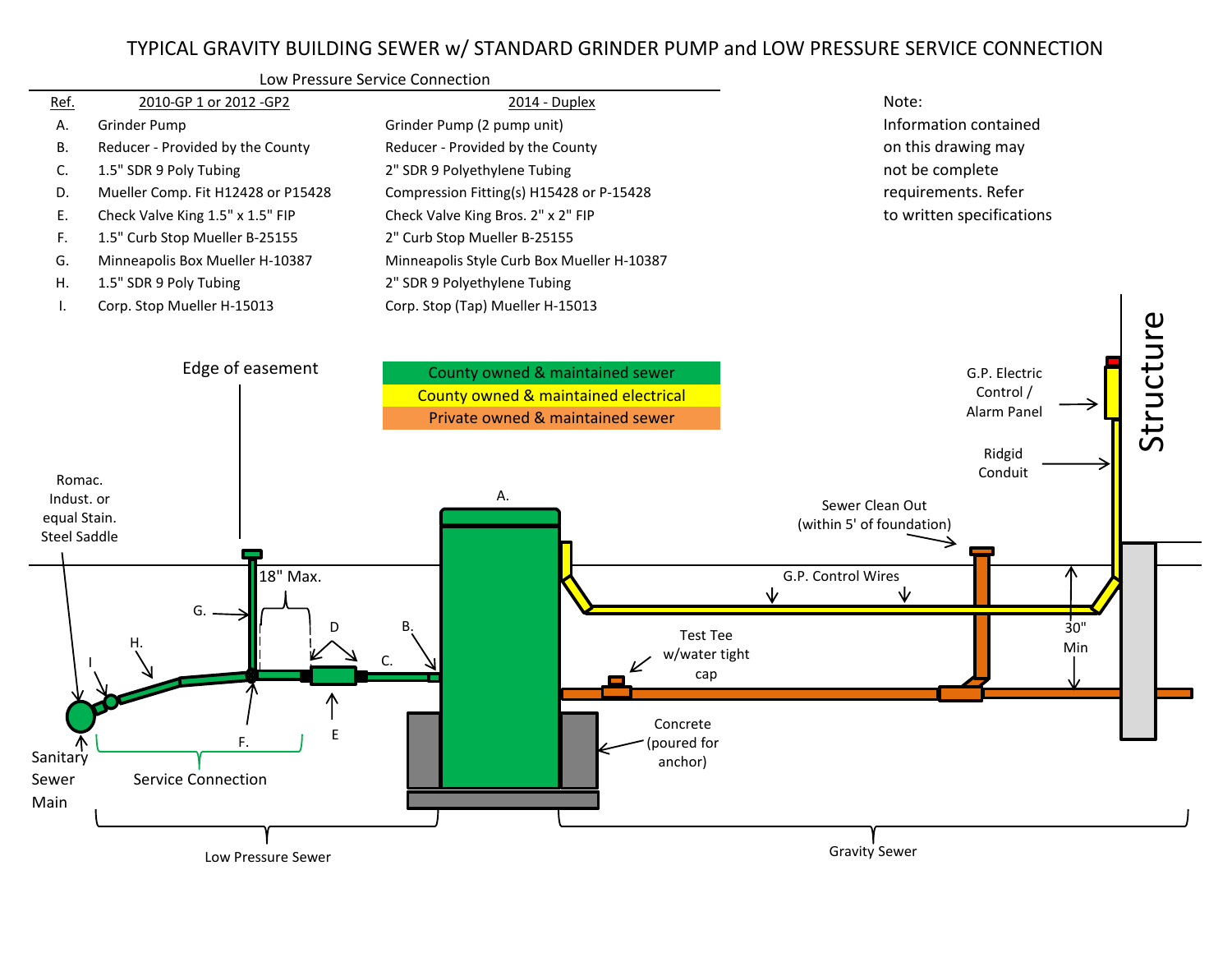# TYPICAL GRAVITY BUILDING SEWER w/ STANDARD GRINDER PUMP and LOW PRESSURE SERVICE CONNECTION

**Low Pressure Service Connection**

| Ref. | 2010-GP 1 or 2012 -GP2 | 2014 - Duplex |
|---|---|---|
| A. | Grinder Pump | Grinder Pump (2 pump unit) |
| B. | Reducer - Provided by the County | Reducer - Provided by the County |
| C. | 1.5" SDR 9 Poly Tubing | 2" SDR 9 Polyethylene Tubing |
| D. | Mueller Comp. Fit H12428 or P15428 | Compression Fitting(s) H15428 or P-15428 |
| E. | Check Valve King 1.5" x 1.5" FIP | Check Valve King Bros. 2" x 2" FIP |
| F. | 1.5" Curb Stop Mueller B-25155 | 2" Curb Stop Mueller B-25155 |
| G. | Minneapolis Box Mueller H-10387 | Minneapolis Style Curb Box Mueller H-10387 |
| H. | 1.5" SDR 9 Poly Tubing | 2" SDR 9 Polyethylene Tubing |
| I. | Corp. Stop Mueller H-15013 | Corp. Stop (Tap) Mueller H-15013 |

Note: Information contained on this drawing may not be complete requirements. Refer to written specifications

- County owned & maintained sewer
- County owned & maintained electrical
- Private owned & maintained sewer

Edge of easement

Romac. Indust. or equal Stain. Steel Saddle

Sanitary Sewer Main

18" Max.

Service Connection

Low Pressure Sewer

Gravity Sewer

G.P. Control Wires

Test Tee w/water tight cap

Concrete (poured for anchor)

Sewer Clean Out (within 5' of foundation)

30" Min

G.P. Electric Control / Alarm Panel

Ridgid Conduit

Structure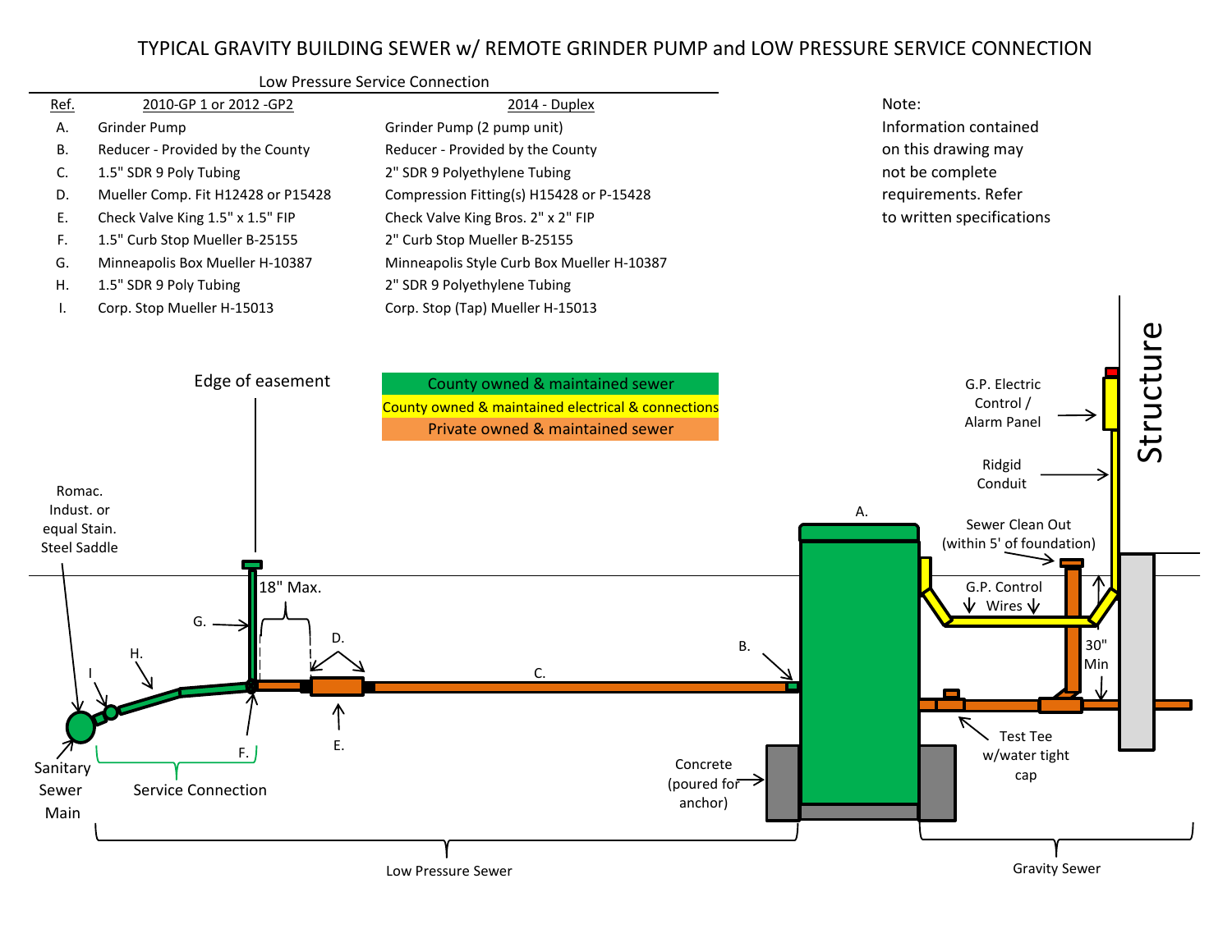# TYPICAL GRAVITY BUILDING SEWER w/ REMOTE GRINDER PUMP and LOW PRESSURE SERVICE CONNECTION

Low Pressure Service Connection

| Ref. | 2010-GP 1 or 2012 -GP2 | 2014 - Duplex |
|---|---|---|
| A. | Grinder Pump | Grinder Pump (2 pump unit) |
| B. | Reducer - Provided by the County | Reducer - Provided by the County |
| C. | 1.5" SDR 9 Poly Tubing | 2" SDR 9 Polyethylene Tubing |
| D. | Mueller Comp. Fit H12428 or P15428 | Compression Fitting(s) H15428 or P-15428 |
| E. | Check Valve King 1.5" x 1.5" FIP | Check Valve King Bros. 2" x 2" FIP |
| F. | 1.5" Curb Stop Mueller B-25155 | 2" Curb Stop Mueller B-25155 |
| G. | Minneapolis Box Mueller H-10387 | Minneapolis Style Curb Box Mueller H-10387 |
| H. | 1.5" SDR 9 Poly Tubing | 2" SDR 9 Polyethylene Tubing |
| I. | Corp. Stop Mueller H-15013 | Corp. Stop (Tap) Mueller H-15013 |

Note:
Information contained on this drawing may not be complete requirements. Refer to written specifications

County owned & maintained sewer
County owned & maintained electrical & connections
Private owned & maintained sewer

Edge of easement

18" Max.

Romac. Indust. or equal Stain. Steel Saddle

Sanitary Sewer Main

Service Connection

Concrete (poured for anchor)

Low Pressure Sewer

Gravity Sewer

G.P. Electric Control / Alarm Panel

Ridgid Conduit

Sewer Clean Out (within 5' of foundation)

G.P. Control Wires

30" Min

Test Tee w/water tight cap

Structure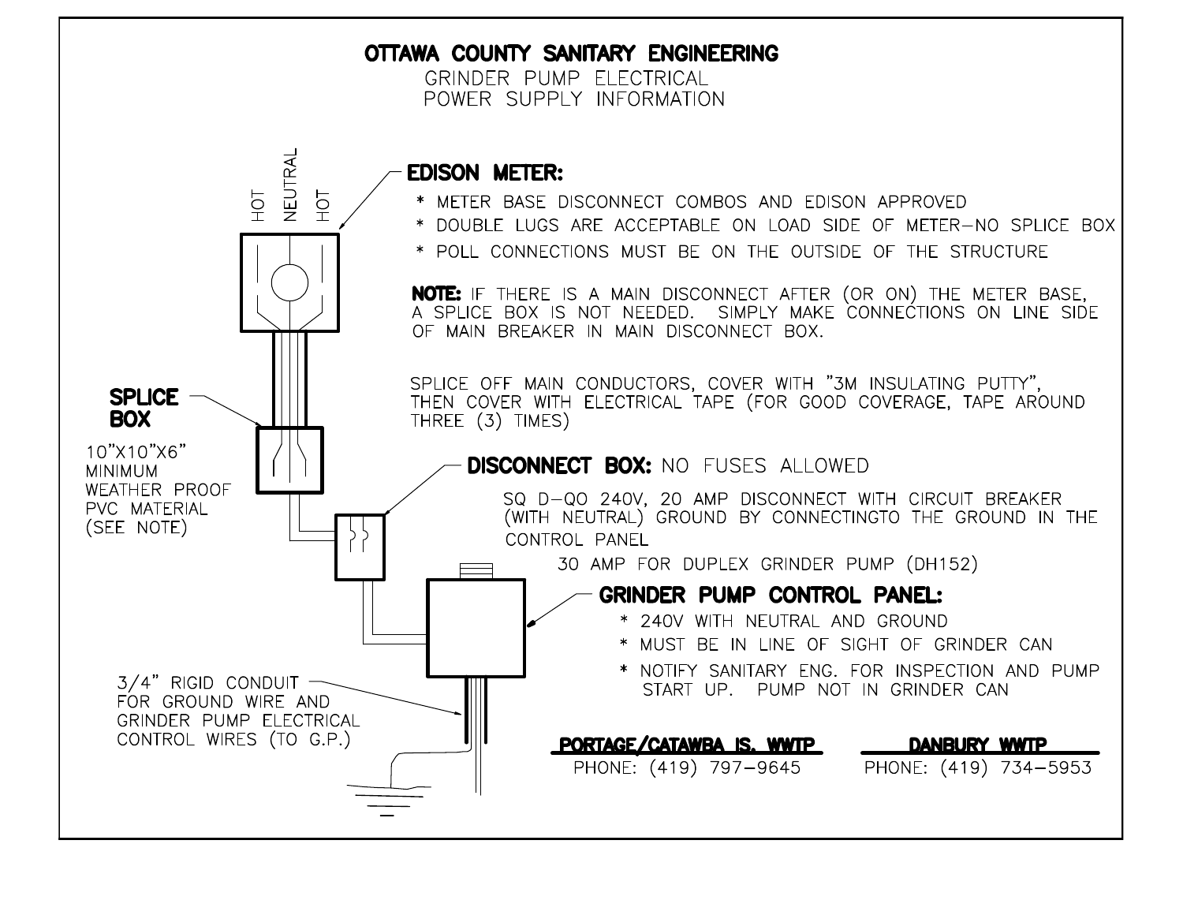# OTTAWA COUNTY SANITARY ENGINEERING

GRINDER PUMP ELECTRICAL
POWER SUPPLY INFORMATION

HOT NEUTRAL HOT

## EDISON METER:

* METER BASE DISCONNECT COMBOS AND EDISON APPROVED
* DOUBLE LUGS ARE ACCEPTABLE ON LOAD SIDE OF METER–NO SPLICE BOX
* POLL CONNECTIONS MUST BE ON THE OUTSIDE OF THE STRUCTURE

**NOTE:** IF THERE IS A MAIN DISCONNECT AFTER (OR ON) THE METER BASE, A SPLICE BOX IS NOT NEEDED. SIMPLY MAKE CONNECTIONS ON LINE SIDE OF MAIN BREAKER IN MAIN DISCONNECT BOX.

SPLICE OFF MAIN CONDUCTORS, COVER WITH "3M INSULATING PUTTY", THEN COVER WITH ELECTRICAL TAPE (FOR GOOD COVERAGE, TAPE AROUND THREE (3) TIMES)

## SPLICE BOX

10"X10"X6" MINIMUM WEATHER PROOF PVC MATERIAL (SEE NOTE)

## DISCONNECT BOX: NO FUSES ALLOWED

SQ D–QO 240V, 20 AMP DISCONNECT WITH CIRCUIT BREAKER (WITH NEUTRAL) GROUND BY CONNECTINGTO THE GROUND IN THE CONTROL PANEL

30 AMP FOR DUPLEX GRINDER PUMP (DH152)

## GRINDER PUMP CONTROL PANEL:

* 240V WITH NEUTRAL AND GROUND
* MUST BE IN LINE OF SIGHT OF GRINDER CAN
* NOTIFY SANITARY ENG. FOR INSPECTION AND PUMP START UP. PUMP NOT IN GRINDER CAN

3/4" RIGID CONDUIT FOR GROUND WIRE AND GRINDER PUMP ELECTRICAL CONTROL WIRES (TO G.P.)

**PORTAGE/CATAWBA IS. WWTP**
PHONE: (419) 797–9645

**DANBURY WWTP**
PHONE: (419) 734–5953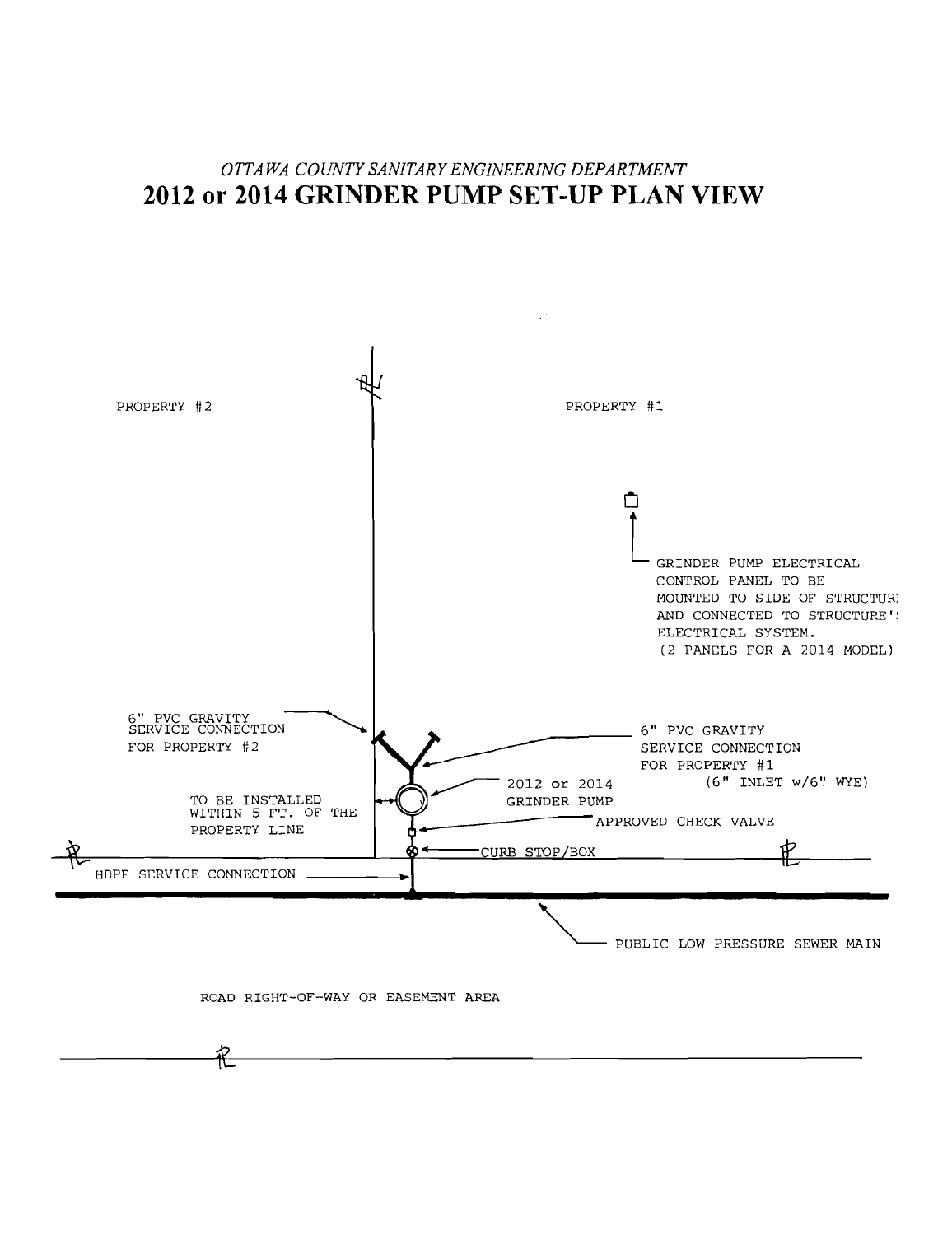*OTTAWA COUNTY SANITARY ENGINEERING DEPARTMENT*

# 2012 or 2014 GRINDER PUMP SET-UP PLAN VIEW

PROPERTY #2

PROPERTY #1

GRINDER PUMP ELECTRICAL CONTROL PANEL TO BE MOUNTED TO SIDE OF STRUCTURE AND CONNECTED TO STRUCTURE'S ELECTRICAL SYSTEM. (2 PANELS FOR A 2014 MODEL)

6" PVC GRAVITY SERVICE CONNECTION FOR PROPERTY #2

6" PVC GRAVITY SERVICE CONNECTION FOR PROPERTY #1 (6" INLET w/6" WYE)

TO BE INSTALLED WITHIN 5 FT. OF THE PROPERTY LINE

2012 or 2014 GRINDER PUMP

APPROVED CHECK VALVE

CURB STOP/BOX

HDPE SERVICE CONNECTION

PUBLIC LOW PRESSURE SEWER MAIN

ROAD RIGHT-OF-WAY OR EASEMENT AREA